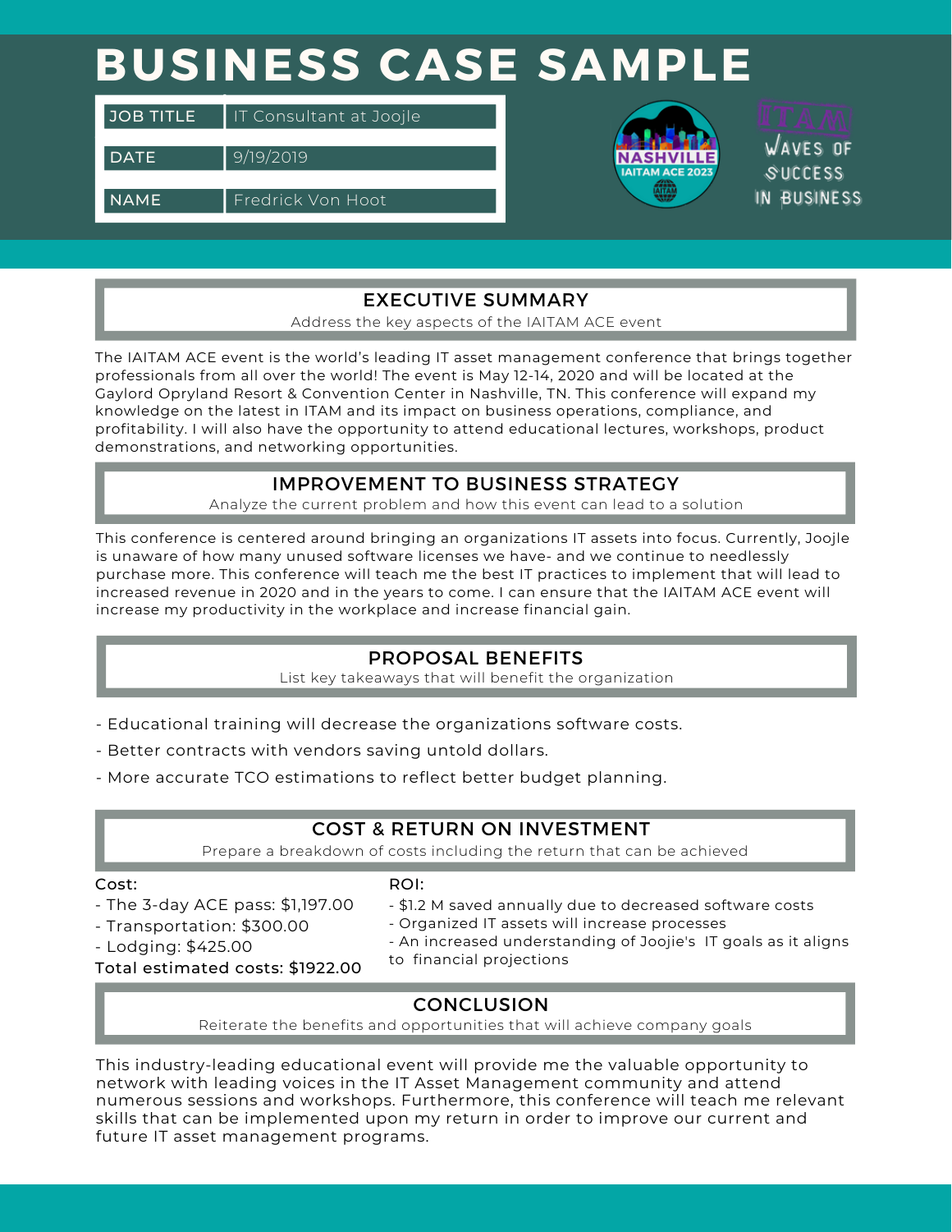# BUSINESS CASE SAMPLE

| | |
|---|---|
| JOB TITLE | IT Consultant at Joojle |
| DATE | 9/19/2019 |
| NAME | Fredrick Von Hoot |

NASHVILLE IAITAM ACE 2023

ITAM WAVES OF SUCCESS IN BUSINESS

## EXECUTIVE SUMMARY

Address the key aspects of the IAITAM ACE event

The IAITAM ACE event is the world's leading IT asset management conference that brings together professionals from all over the world! The event is May 12-14, 2020 and will be located at the Gaylord Opryland Resort & Convention Center in Nashville, TN. This conference will expand my knowledge on the latest in ITAM and its impact on business operations, compliance, and profitability. I will also have the opportunity to attend educational lectures, workshops, product demonstrations, and networking opportunities.

## IMPROVEMENT TO BUSINESS STRATEGY

Analyze the current problem and how this event can lead to a solution

This conference is centered around bringing an organizations IT assets into focus. Currently, Joojle is unaware of how many unused software licenses we have- and we continue to needlessly purchase more. This conference will teach me the best IT practices to implement that will lead to increased revenue in 2020 and in the years to come. I can ensure that the IAITAM ACE event will increase my productivity in the workplace and increase financial gain.

## PROPOSAL BENEFITS

List key takeaways that will benefit the organization

- Educational training will decrease the organizations software costs.
- Better contracts with vendors saving untold dollars.
- More accurate TCO estimations to reflect better budget planning.

## COST & RETURN ON INVESTMENT

Prepare a breakdown of costs including the return that can be achieved

Cost:

- The 3-day ACE pass: $1,197.00
- Transportation: $300.00
- Lodging: $425.00

Total estimated costs: $1922.00

ROI:

- $1.2 M saved annually due to decreased software costs
- Organized IT assets will increase processes
- An increased understanding of Joojie's IT goals as it aligns to financial projections

## CONCLUSION

Reiterate the benefits and opportunities that will achieve company goals

This industry-leading educational event will provide me the valuable opportunity to network with leading voices in the IT Asset Management community and attend numerous sessions and workshops. Furthermore, this conference will teach me relevant skills that can be implemented upon my return in order to improve our current and future IT asset management programs.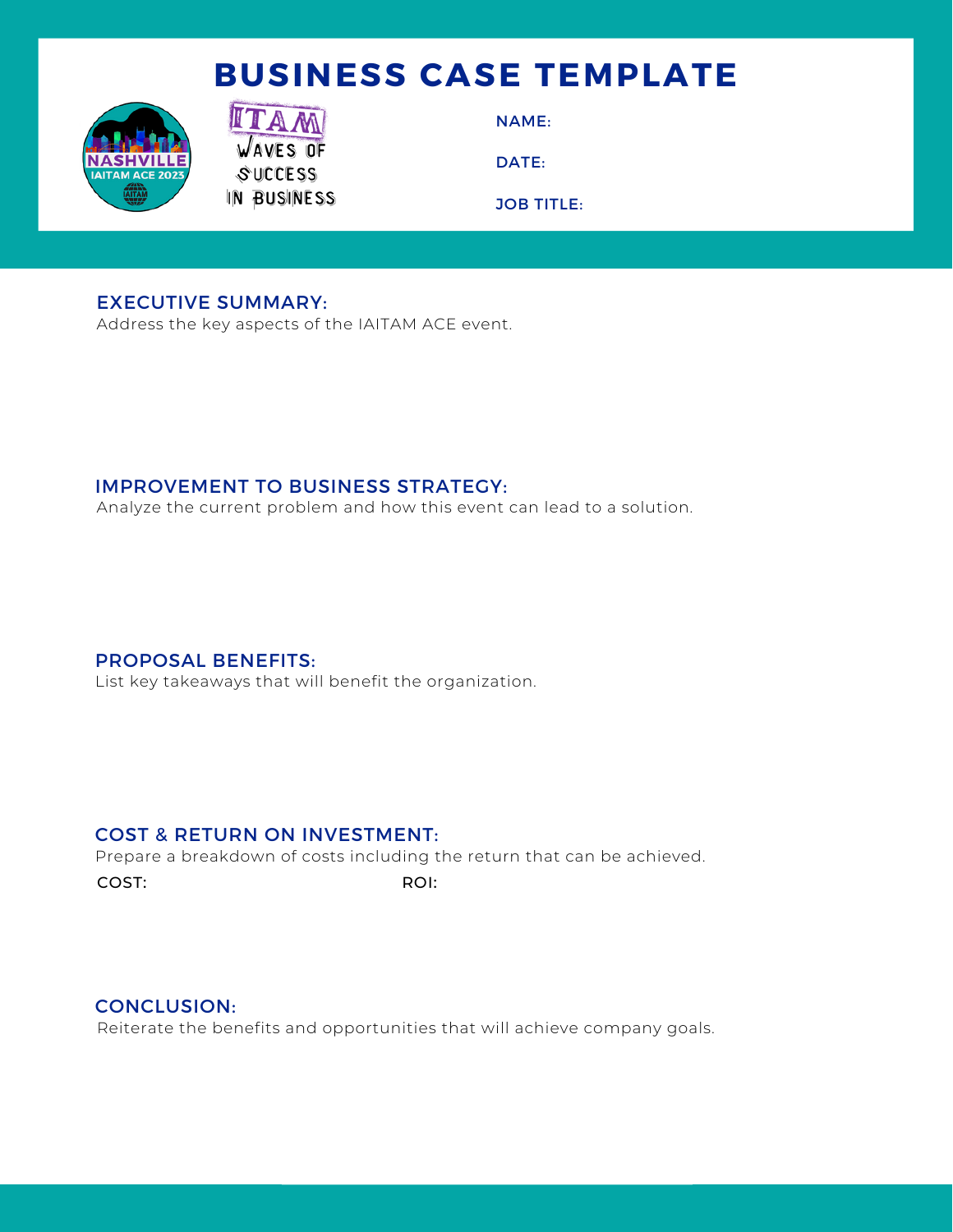# BUSINESS CASE TEMPLATE

NASHVILLE
IAITAM ACE 2023
IAITAM

ITAM
WAVES OF
SUCCESS
IN BUSINESS

NAME:

DATE:

JOB TITLE:

## EXECUTIVE SUMMARY:

Address the key aspects of the IAITAM ACE event.

## IMPROVEMENT TO BUSINESS STRATEGY:

Analyze the current problem and how this event can lead to a solution.

## PROPOSAL BENEFITS:

List key takeaways that will benefit the organization.

## COST & RETURN ON INVESTMENT:

Prepare a breakdown of costs including the return that can be achieved.

COST:

ROI:

## CONCLUSION:

Reiterate the benefits and opportunities that will achieve company goals.